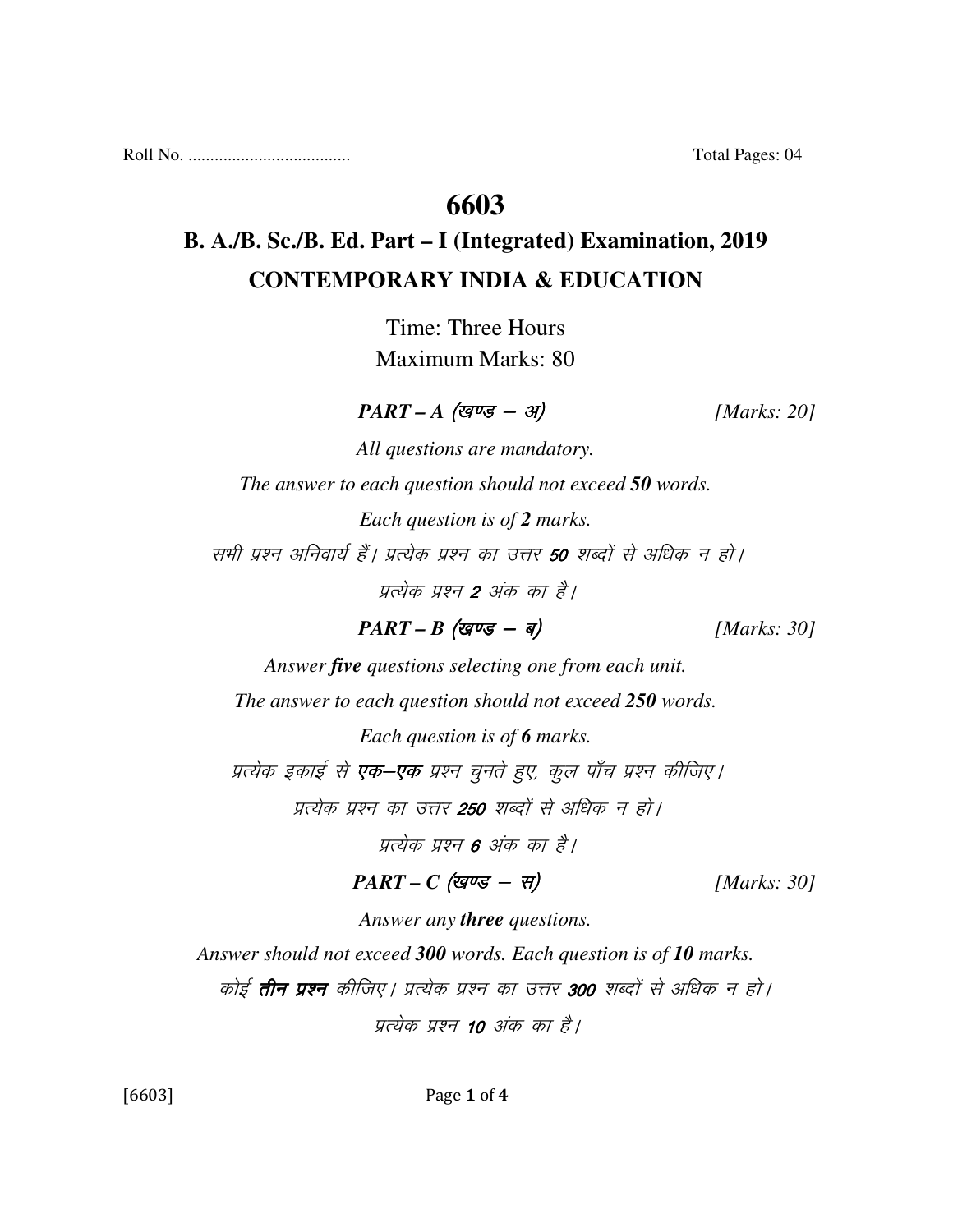Roll No. .................................... Total Pages: 04

# 6603

## B. A./B. Sc./B. Ed. Part – I (Integrated) Examination, 2019

## CONTEMPORARY INDIA & EDUCATION

Time: Three Hours
Maximum Marks: 80

***PART – A (खण्ड – अ)*** *[Marks: 20]*

*All questions are mandatory.*

*The answer to each question should not exceed **50** words.*

*Each question is of **2** marks.*

*सभी प्रश्न अनिवार्य हैं। प्रत्येक प्रश्न का उत्तर **50** शब्दों से अधिक न हो।*

*प्रत्येक प्रश्न **2** अंक का है।*

***PART – B (खण्ड – ब)*** *[Marks: 30]*

*Answer **five** questions selecting one from each unit.*

*The answer to each question should not exceed **250** words.*

*Each question is of **6** marks.*

*प्रत्येक इकाई से **एक–एक** प्रश्न चुनते हुए, कुल पाँच प्रश्न कीजिए।*

*प्रत्येक प्रश्न का उत्तर **250** शब्दों से अधिक न हो।*

*प्रत्येक प्रश्न **6** अंक का है।*

***PART – C (खण्ड – स)*** *[Marks: 30]*

*Answer any **three** questions.*

*Answer should not exceed **300** words. Each question is of **10** marks.*

*कोई **तीन प्रश्न** कीजिए। प्रत्येक प्रश्न का उत्तर **300** शब्दों से अधिक न हो।*

*प्रत्येक प्रश्न **10** अंक का है।*

[6603]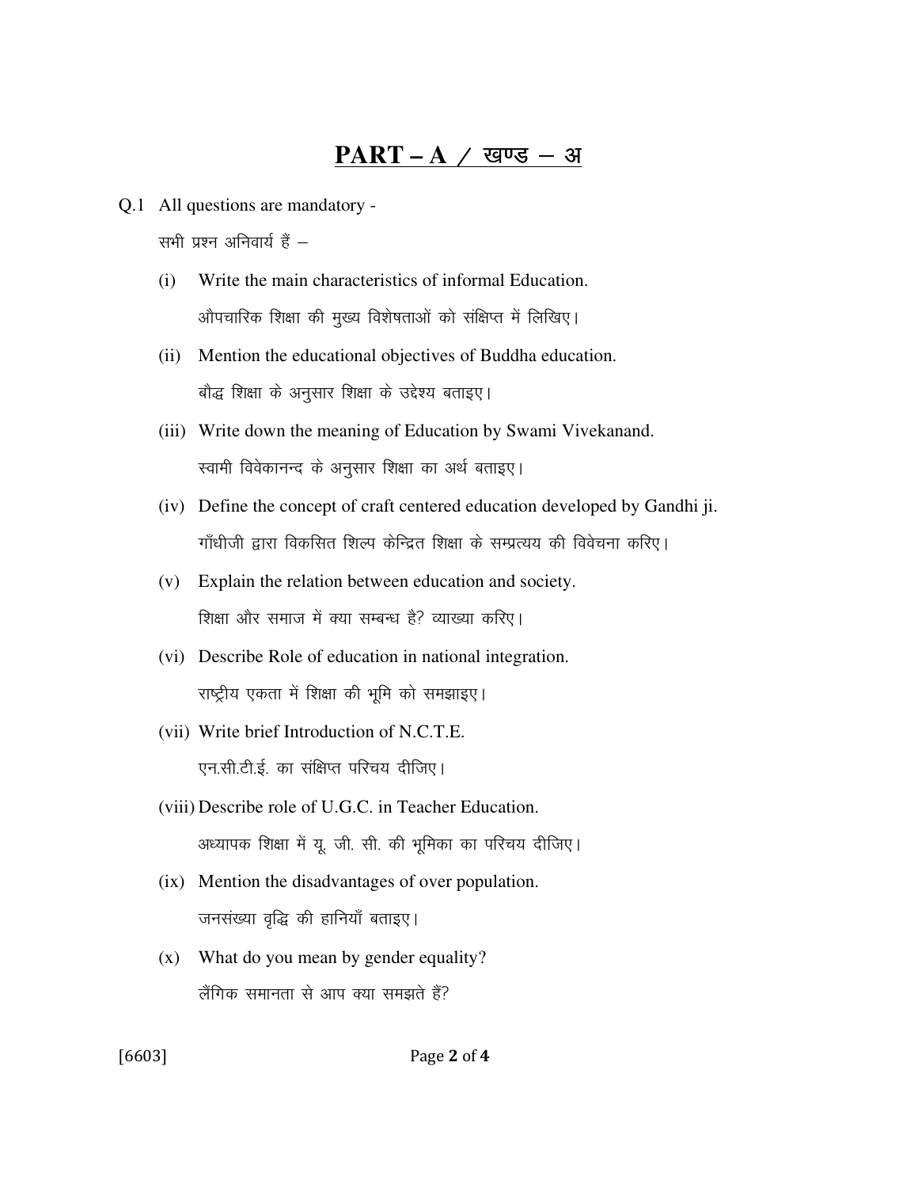# PART – A / खण्ड – अ

Q.1 All questions are mandatory -

सभी प्रश्न अनिवार्य हैं –

(i) Write the main characteristics of informal Education.

औपचारिक शिक्षा की मुख्य विशेषताओं को संक्षिप्त में लिखिए।

(ii) Mention the educational objectives of Buddha education.

बौद्ध शिक्षा के अनुसार शिक्षा के उद्देश्य बताइए।

(iii) Write down the meaning of Education by Swami Vivekanand.

स्वामी विवेकानन्द के अनुसार शिक्षा का अर्थ बताइए।

(iv) Define the concept of craft centered education developed by Gandhi ji.

गाँधीजी द्वारा विकसित शिल्प केन्द्रित शिक्षा के सम्प्रत्यय की विवेचना करिए।

(v) Explain the relation between education and society.

शिक्षा और समाज में क्या सम्बन्ध है? व्याख्या करिए।

(vi) Describe Role of education in national integration.

राष्ट्रीय एकता में शिक्षा की भूमि को समझाइए।

(vii) Write brief Introduction of N.C.T.E.

एन.सी.टी.ई. का संक्षिप्त परिचय दीजिए।

(viii) Describe role of U.G.C. in Teacher Education.

अध्यापक शिक्षा में यू. जी. सी. की भूमिका का परिचय दीजिए।

(ix) Mention the disadvantages of over population.

जनसंख्या वृद्धि की हानियाँ बताइए।

(x) What do you mean by gender equality?

लैंगिक समानता से आप क्या समझते हैं?

[6603]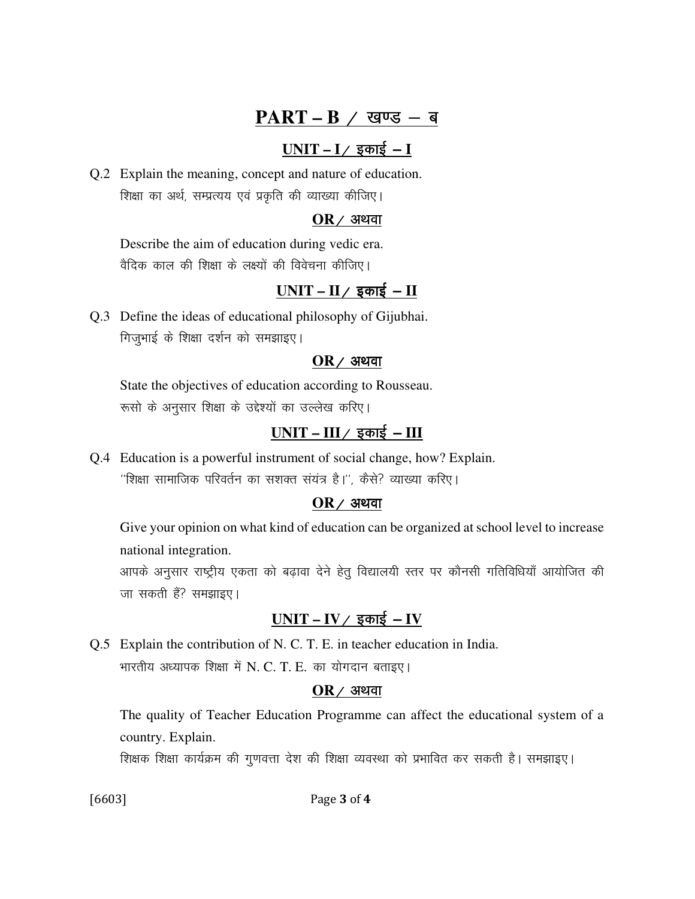## PART – B / खण्ड – ब

### UNIT – I / इकाई – I

Q.2 Explain the meaning, concept and nature of education.
शिक्षा का अर्थ, सम्प्रत्यय एवं प्रकृति की व्याख्या कीजिए।

**OR / अथवा**

Describe the aim of education during vedic era.
वैदिक काल की शिक्षा के लक्ष्यों की विवेचना कीजिए।

### UNIT – II / इकाई – II

Q.3 Define the ideas of educational philosophy of Gijubhai.
गिजुभाई के शिक्षा दर्शन को समझाइए।

**OR / अथवा**

State the objectives of education according to Rousseau.
रूसो के अनुसार शिक्षा के उद्देश्यों का उल्लेख करिए।

### UNIT – III / इकाई – III

Q.4 Education is a powerful instrument of social change, how? Explain.
''शिक्षा सामाजिक परिवर्तन का सशक्त संयंत्र है।'', कैसे? व्याख्या करिए।

**OR / अथवा**

Give your opinion on what kind of education can be organized at school level to increase national integration.
आपके अनुसार राष्ट्रीय एकता को बढ़ावा देने हेतु विद्यालयी स्तर पर कौनसी गतिविधियाँ आयोजित की जा सकती हैं? समझाइए।

### UNIT – IV / इकाई – IV

Q.5 Explain the contribution of N. C. T. E. in teacher education in India.
भारतीय अध्यापक शिक्षा में N. C. T. E. का योगदान बताइए।

**OR / अथवा**

The quality of Teacher Education Programme can affect the educational system of a country. Explain.
शिक्षक शिक्षा कार्यक्रम की गुणवत्ता देश की शिक्षा व्यवस्था को प्रभावित कर सकती है। समझाइए।

[6603]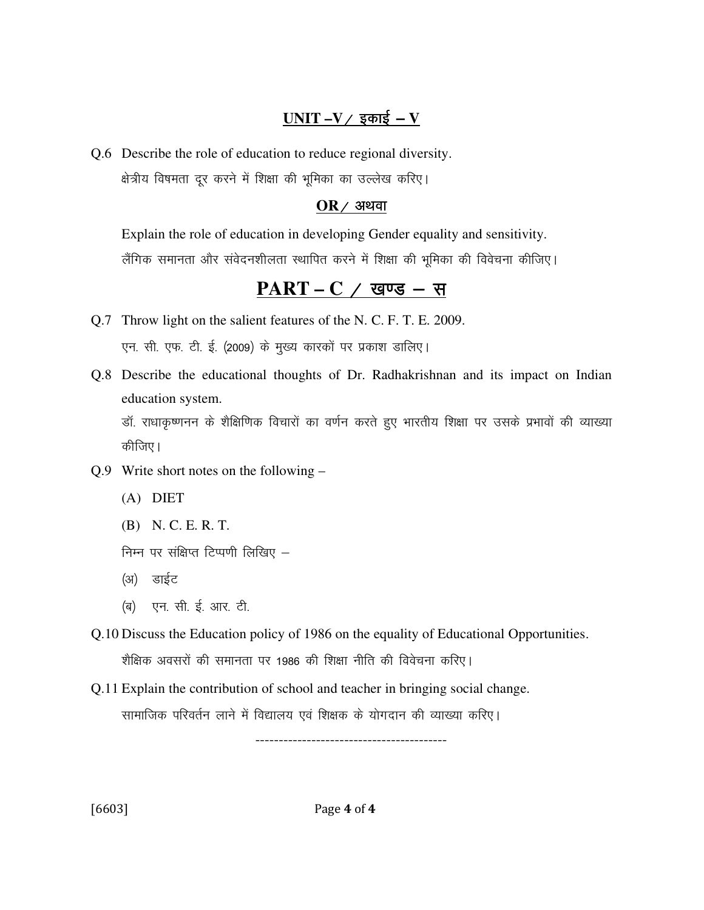## UNIT –V / इकाई – V

Q.6 Describe the role of education to reduce regional diversity.

क्षेत्रीय विषमता दूर करने में शिक्षा की भूमिका का उल्लेख करिए।

**OR / अथवा**

Explain the role of education in developing Gender equality and sensitivity.

लैंगिक समानता और संवेदनशीलता स्थापित करने में शिक्षा की भूमिका की विवेचना कीजिए।

## PART – C / खण्ड – स

Q.7 Throw light on the salient features of the N. C. F. T. E. 2009.

एन. सी. एफ. टी. ई. (2009) के मुख्य कारकों पर प्रकाश डालिए।

Q.8 Describe the educational thoughts of Dr. Radhakrishnan and its impact on Indian education system.

डॉ. राधाकृष्णनन के शैक्षिणिक विचारों का वर्णन करते हुए भारतीय शिक्षा पर उसके प्रभावों की व्याख्या कीजिए।

Q.9 Write short notes on the following –

(A) DIET

(B) N. C. E. R. T.

निम्न पर संक्षिप्त टिप्पणी लिखिए –

(अ) डाईट

(ब) एन. सी. ई. आर. टी.

Q.10 Discuss the Education policy of 1986 on the equality of Educational Opportunities.

शैक्षिक अवसरों की समानता पर 1986 की शिक्षा नीति की विवेचना करिए।

Q.11 Explain the contribution of school and teacher in bringing social change.

सामाजिक परिवर्तन लाने में विद्यालय एवं शिक्षक के योगदान की व्याख्या करिए।

-----------------------------------------

[6603]